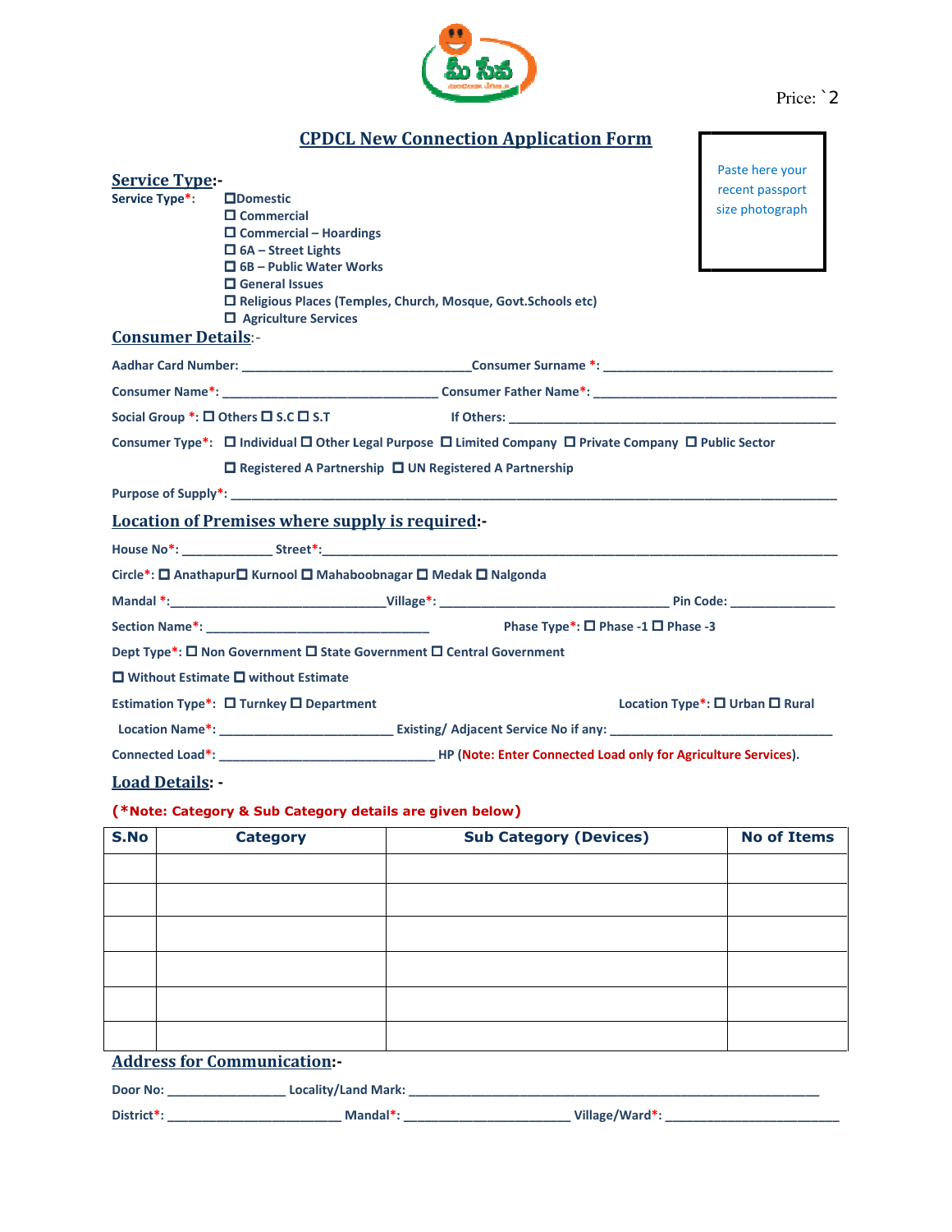Price: `2

# CPDCL New Connection Application Form

Paste here your recent passport size photograph

## Service Type:-

Service Type*:
- ☐ Domestic
- ☐ Commercial
- ☐ Commercial – Hoardings
- ☐ 6A – Street Lights
- ☐ 6B – Public Water Works
- ☐ General Issues
- ☐ Religious Places (Temples, Church, Mosque, Govt.Schools etc)
- ☐ Agriculture Services

## Consumer Details:-

**Aadhar Card Number:** ________________________________ **Consumer Surname *:** ________________________________

**Consumer Name*:** ______________________________ **Consumer Father Name*:** ____________________________________

**Social Group *:** ☐ Others ☐ S.C ☐ S.T **If Others:** ____________________________________________

**Consumer Type*:** ☐ Individual ☐ Other Legal Purpose ☐ Limited Company ☐ Private Company ☐ Public Sector ☐ Registered A Partnership ☐ UN Registered A Partnership

**Purpose of Supply*:** ____________________________________________________________________________

## Location of Premises where supply is required:-

**House No*:** ____________ **Street*:** ____________________________________________________________________

**Circle*:** ☐ Anathapur ☐ Kurnool ☐ Mahaboobnagar ☐ Medak ☐ Nalgonda

**Mandal *:** ______________________________ **Village*:** ________________________________ **Pin Code:** _______________

**Section Name*:** _______________________________ **Phase Type*:** ☐ Phase -1 ☐ Phase -3

**Dept Type*:** ☐ Non Government ☐ State Government ☐ Central Government

☐ Without Estimate ☐ without Estimate

**Estimation Type*:** ☐ Turnkey ☐ Department **Location Type*:** ☐ Urban ☐ Rural

**Location Name*:** ________________________ **Existing/ Adjacent Service No if any:** ________________________________

**Connected Load*:** ______________________________ **HP (Note: Enter Connected Load only for Agriculture Services).**

## Load Details: -

**(*Note: Category & Sub Category details are given below)**

| S.No | Category | Sub Category (Devices) | No of Items |
|---|---|---|---|
| | | | |
| | | | |
| | | | |
| | | | |
| | | | |
| | | | |

## Address for Communication:-

**Door No:** ________________ **Locality/Land Mark:** __________________________________________________________

**District*:** ________________________ **Mandal*:** _______________________ **Village/Ward*:** ________________________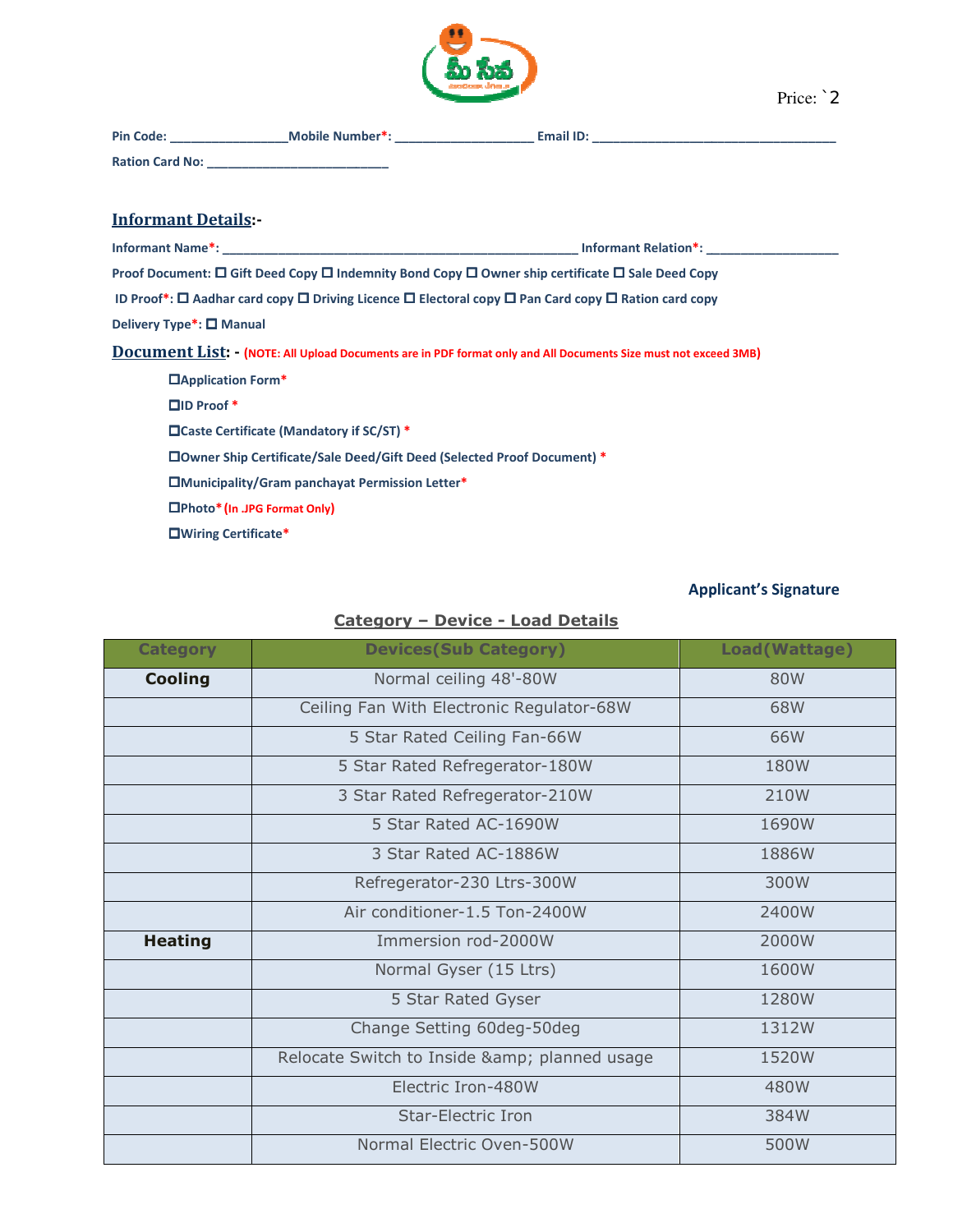Price: `2

**Pin Code:** _________________**Mobile Number*:** ____________________ **Email ID:** ___________________________________

**Ration Card No:** __________________________

## Informant Details:-

**Informant Name*:** ___________________________________________________ **Informant Relation*:** ___________________

**Proof Document:** ☐ Gift Deed Copy ☐ Indemnity Bond Copy ☐ Owner ship certificate ☐ Sale Deed Copy

**ID Proof*:** ☐ Aadhar card copy ☐ Driving Licence ☐ Electoral copy ☐ Pan Card copy ☐ Ration card copy

**Delivery Type*:** ☐ Manual

## Document List: - (NOTE: All Upload Documents are in PDF format only and All Documents Size must not exceed 3MB)

- ☐Application Form*
- ☐ID Proof *
- ☐Caste Certificate (Mandatory if SC/ST) *
- ☐Owner Ship Certificate/Sale Deed/Gift Deed (Selected Proof Document) *
- ☐Municipality/Gram panchayat Permission Letter*
- ☐Photo* (In .JPG Format Only)
- ☐Wiring Certificate*

**Applicant's Signature**

### Category – Device - Load Details

| Category | Devices(Sub Category) | Load(Wattage) |
|---|---|---|
| **Cooling** | Normal ceiling 48'-80W | 80W |
| | Ceiling Fan With Electronic Regulator-68W | 68W |
| | 5 Star Rated Ceiling Fan-66W | 66W |
| | 5 Star Rated Refregerator-180W | 180W |
| | 3 Star Rated Refregerator-210W | 210W |
| | 5 Star Rated AC-1690W | 1690W |
| | 3 Star Rated AC-1886W | 1886W |
| | Refregerator-230 Ltrs-300W | 300W |
| | Air conditioner-1.5 Ton-2400W | 2400W |
| **Heating** | Immersion rod-2000W | 2000W |
| | Normal Gyser (15 Ltrs) | 1600W |
| | 5 Star Rated Gyser | 1280W |
| | Change Setting 60deg-50deg | 1312W |
| | Relocate Switch to Inside &amp; planned usage | 1520W |
| | Electric Iron-480W | 480W |
| | Star-Electric Iron | 384W |
| | Normal Electric Oven-500W | 500W |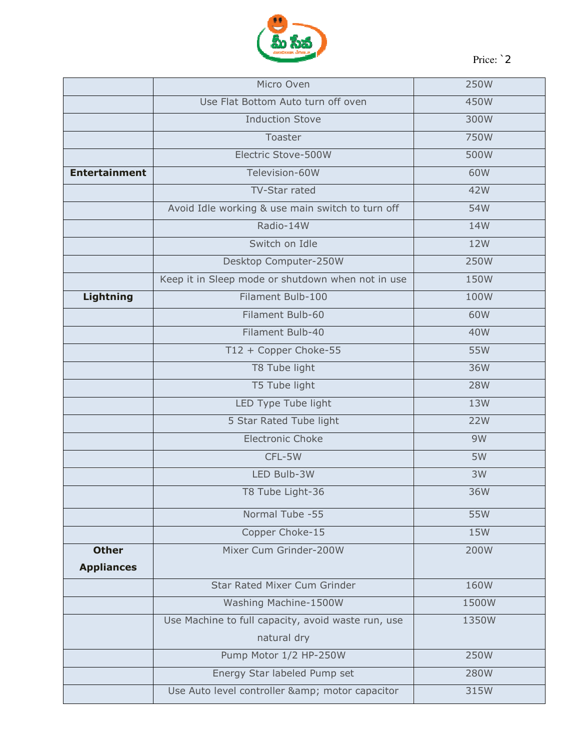Price: `2

| | | |
|---|---|---|
| | Micro Oven | 250W |
| | Use Flat Bottom Auto turn off oven | 450W |
| | Induction Stove | 300W |
| | Toaster | 750W |
| | Electric Stove-500W | 500W |
| **Entertainment** | Television-60W | 60W |
| | TV-Star rated | 42W |
| | Avoid Idle working & use main switch to turn off | 54W |
| | Radio-14W | 14W |
| | Switch on Idle | 12W |
| | Desktop Computer-250W | 250W |
| | Keep it in Sleep mode or shutdown when not in use | 150W |
| **Lightning** | Filament Bulb-100 | 100W |
| | Filament Bulb-60 | 60W |
| | Filament Bulb-40 | 40W |
| | T12 + Copper Choke-55 | 55W |
| | T8 Tube light | 36W |
| | T5 Tube light | 28W |
| | LED Type Tube light | 13W |
| | 5 Star Rated Tube light | 22W |
| | Electronic Choke | 9W |
| | CFL-5W | 5W |
| | LED Bulb-3W | 3W |
| | T8 Tube Light-36 | 36W |
| | Normal Tube -55 | 55W |
| | Copper Choke-15 | 15W |
| **Other Appliances** | Mixer Cum Grinder-200W | 200W |
| | Star Rated Mixer Cum Grinder | 160W |
| | Washing Machine-1500W | 1500W |
| | Use Machine to full capacity, avoid waste run, use natural dry | 1350W |
| | Pump Motor 1/2 HP-250W | 250W |
| | Energy Star labeled Pump set | 280W |
| | Use Auto level controller &amp; motor capacitor | 315W |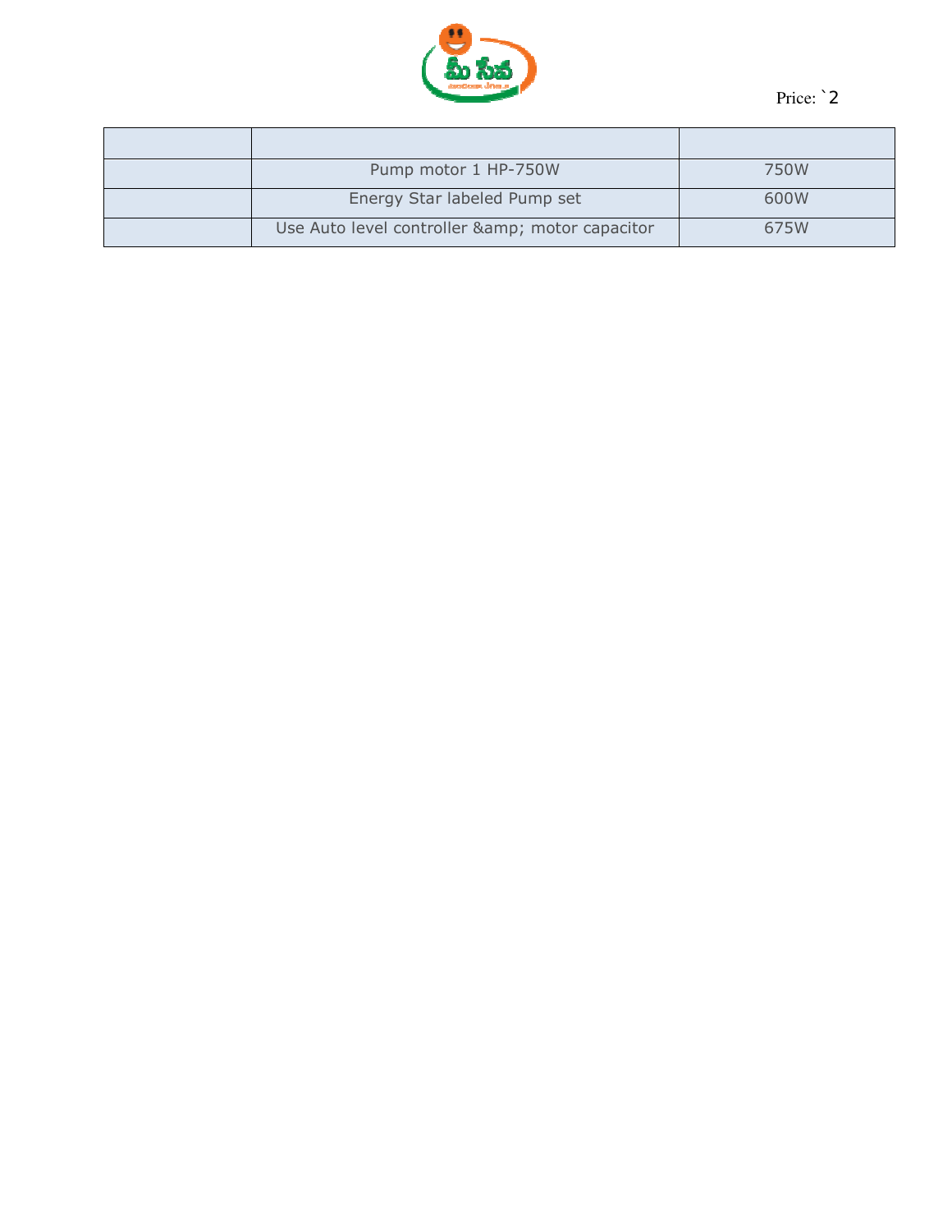Price: `2

| | | |
|---|---|---|
| | | |
| | Pump motor 1 HP-750W | 750W |
| | Energy Star labeled Pump set | 600W |
| | Use Auto level controller &amp; motor capacitor | 675W |